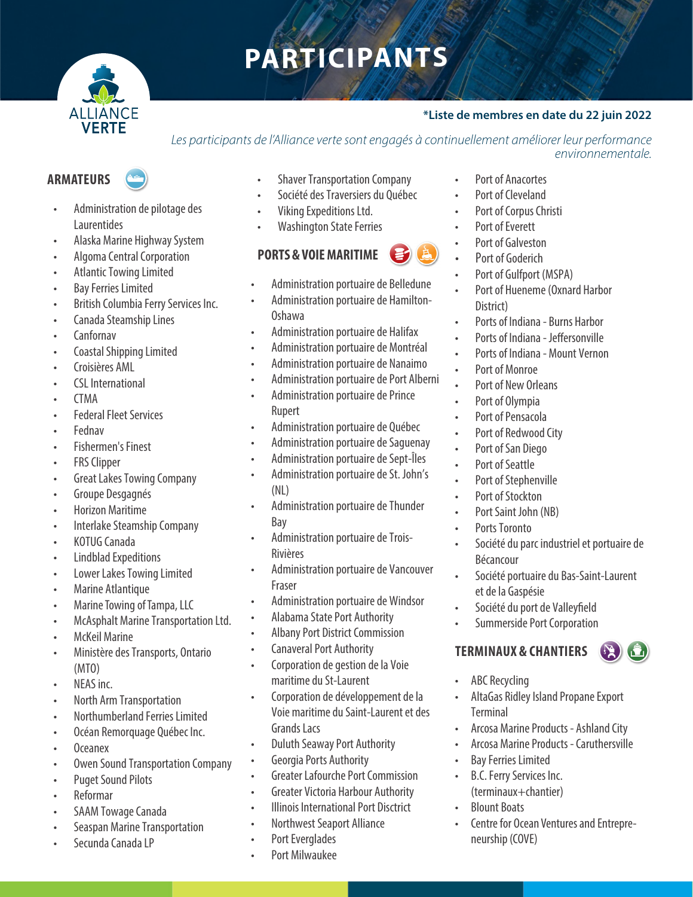# PARTICIPANTS

ALLIANCE VERTE

**\*Liste de membres en date du 22 juin 2022**

*Les participants de l'Alliance verte sont engagés à continuellement améliorer leur performance environnementale.*

## ARMATEURS

- Administration de pilotage des Laurentides
- Alaska Marine Highway System
- Algoma Central Corporation
- Atlantic Towing Limited
- Bay Ferries Limited
- British Columbia Ferry Services Inc.
- Canada Steamship Lines
- Canfornav
- Coastal Shipping Limited
- Croisières AML
- CSL International
- CTMA
- Federal Fleet Services
- Fednav
- Fishermen's Finest
- FRS Clipper
- Great Lakes Towing Company
- Groupe Desgagnés
- Horizon Maritime
- Interlake Steamship Company
- KOTUG Canada
- Lindblad Expeditions
- Lower Lakes Towing Limited
- Marine Atlantique
- Marine Towing of Tampa, LLC
- McAsphalt Marine Transportation Ltd.
- McKeil Marine
- Ministère des Transports, Ontario (MTO)
- NEAS inc.
- North Arm Transportation
- Northumberland Ferries Limited
- Océan Remorquage Québec Inc.
- Oceanex
- Owen Sound Transportation Company
- Puget Sound Pilots
- Reformar
- SAAM Towage Canada
- Seaspan Marine Transportation
- Secunda Canada LP
- Shaver Transportation Company
- Société des Traversiers du Québec
- Viking Expeditions Ltd.
- Washington State Ferries

## PORTS & VOIE MARITIME

- Administration portuaire de Belledune
- Administration portuaire de Hamilton-Oshawa
- Administration portuaire de Halifax
- Administration portuaire de Montréal
- Administration portuaire de Nanaimo
- Administration portuaire de Port Alberni
- Administration portuaire de Prince Rupert
- Administration portuaire de Québec
- Administration portuaire de Saguenay
- Administration portuaire de Sept-Îles
- Administration portuaire de St. John's (NL)
- Administration portuaire de Thunder Bay
- Administration portuaire de Trois-Rivières
- Administration portuaire de Vancouver Fraser
- Administration portuaire de Windsor
- Alabama State Port Authority
- Albany Port District Commission
- Canaveral Port Authority
- Corporation de gestion de la Voie maritime du St-Laurent
- Corporation de développement de la Voie maritime du Saint-Laurent et des Grands Lacs
- Duluth Seaway Port Authority
- Georgia Ports Authority
- Greater Lafourche Port Commission
- Greater Victoria Harbour Authority
- Illinois International Port Disctrict
- Northwest Seaport Alliance
- Port Everglades
- Port Milwaukee
- Port of Anacortes
- Port of Cleveland
- Port of Corpus Christi
- Port of Everett
- Port of Galveston
- Port of Goderich
- Port of Gulfport (MSPA)
- Port of Hueneme (Oxnard Harbor District)
- Ports of Indiana - Burns Harbor
- Ports of Indiana - Jeffersonville
- Ports of Indiana - Mount Vernon
- Port of Monroe
- Port of New Orleans
- Port of Olympia
- Port of Pensacola
- Port of Redwood City
- Port of San Diego
- Port of Seattle
- Port of Stephenville
- Port of Stockton
- Port Saint John (NB)
- Ports Toronto
- Société du parc industriel et portuaire de Bécancour
- Société portuaire du Bas-Saint-Laurent et de la Gaspésie
- Société du port de Valleyfield
- Summerside Port Corporation

## TERMINAUX & CHANTIERS

- ABC Recycling
- AltaGas Ridley Island Propane Export Terminal
- Arcosa Marine Products - Ashland City
- Arcosa Marine Products - Caruthersville
- Bay Ferries Limited
- B.C. Ferry Services Inc. (terminaux+chantier)
- Blount Boats
- Centre for Ocean Ventures and Entrepreneurship (COVE)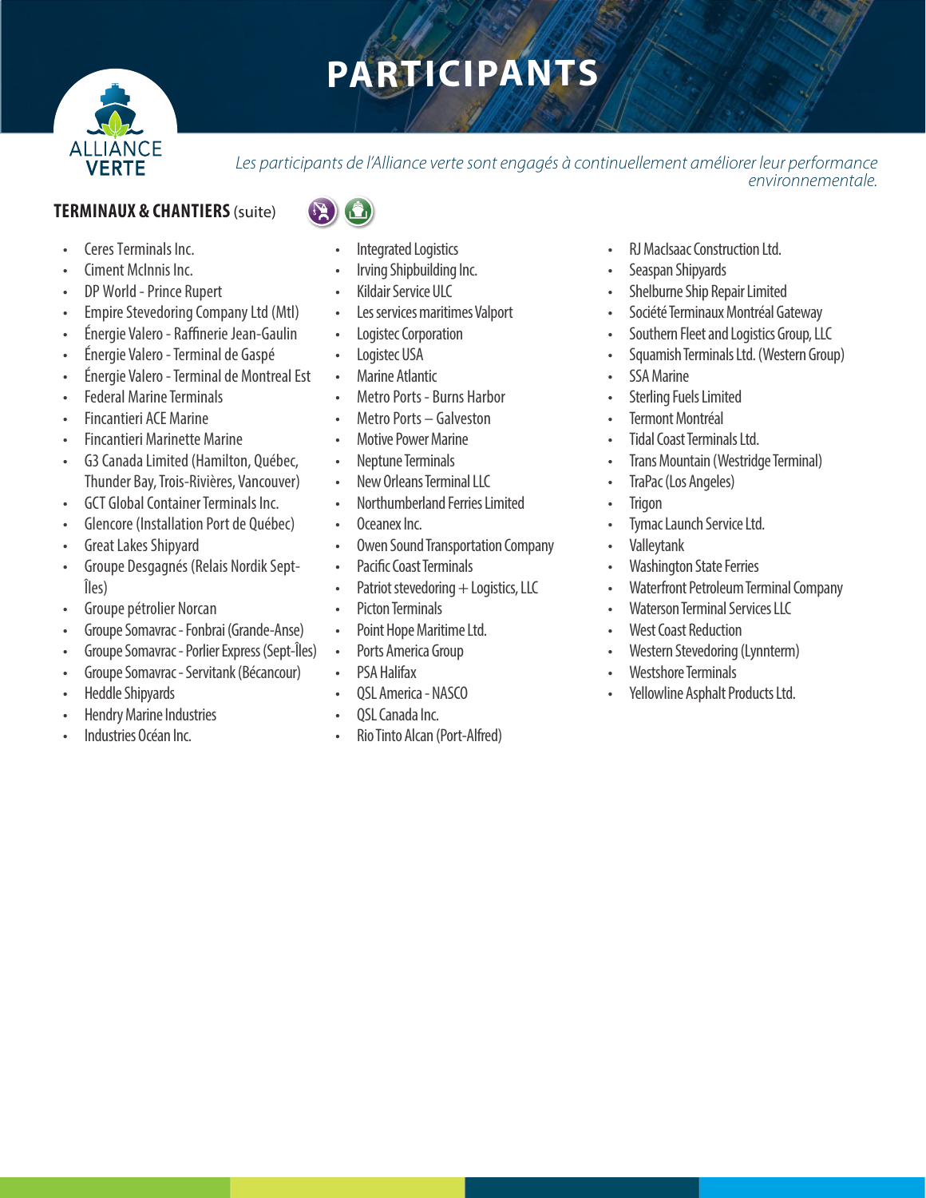# PARTICIPANTS

*Les participants de l'Alliance verte sont engagés à continuellement améliorer leur performance environnementale.*

**TERMINAUX & CHANTIERS** (suite)

- Ceres Terminals Inc.
- Ciment McInnis Inc.
- DP World - Prince Rupert
- Empire Stevedoring Company Ltd (Mtl)
- Énergie Valero - Raffinerie Jean-Gaulin
- Énergie Valero - Terminal de Gaspé
- Énergie Valero - Terminal de Montreal Est
- Federal Marine Terminals
- Fincantieri ACE Marine
- Fincantieri Marinette Marine
- G3 Canada Limited (Hamilton, Québec, Thunder Bay, Trois-Rivières, Vancouver)
- GCT Global Container Terminals Inc.
- Glencore (Installation Port de Québec)
- Great Lakes Shipyard
- Groupe Desgagnés (Relais Nordik Sept-Îles)
- Groupe pétrolier Norcan
- Groupe Somavrac - Fonbrai (Grande-Anse)
- Groupe Somavrac - Porlier Express (Sept-Îles)
- Groupe Somavrac - Servitank (Bécancour)
- Heddle Shipyards
- Hendry Marine Industries
- Industries Océan Inc.
- Integrated Logistics
- Irving Shipbuilding Inc.
- Kildair Service ULC
- Les services maritimes Valport
- Logistec Corporation
- Logistec USA
- Marine Atlantic
- Metro Ports - Burns Harbor
- Metro Ports – Galveston
- Motive Power Marine
- Neptune Terminals
- New Orleans Terminal LLC
- Northumberland Ferries Limited
- Oceanex Inc.
- Owen Sound Transportation Company
- Pacific Coast Terminals
- Patriot stevedoring + Logistics, LLC
- Picton Terminals
- Point Hope Maritime Ltd.
- Ports America Group
- PSA Halifax
- QSL America - NASCO
- QSL Canada Inc.
- Rio Tinto Alcan (Port-Alfred)
- RJ MacIsaac Construction Ltd.
- Seaspan Shipyards
- Shelburne Ship Repair Limited
- Société Terminaux Montréal Gateway
- Southern Fleet and Logistics Group, LLC
- Squamish Terminals Ltd. (Western Group)
- SSA Marine
- Sterling Fuels Limited
- Termont Montréal
- Tidal Coast Terminals Ltd.
- Trans Mountain (Westridge Terminal)
- TraPac (Los Angeles)
- Trigon
- Tymac Launch Service Ltd.
- Valleytank
- Washington State Ferries
- Waterfront Petroleum Terminal Company
- Waterson Terminal Services LLC
- West Coast Reduction
- Western Stevedoring (Lynnterm)
- Westshore Terminals
- Yellowline Asphalt Products Ltd.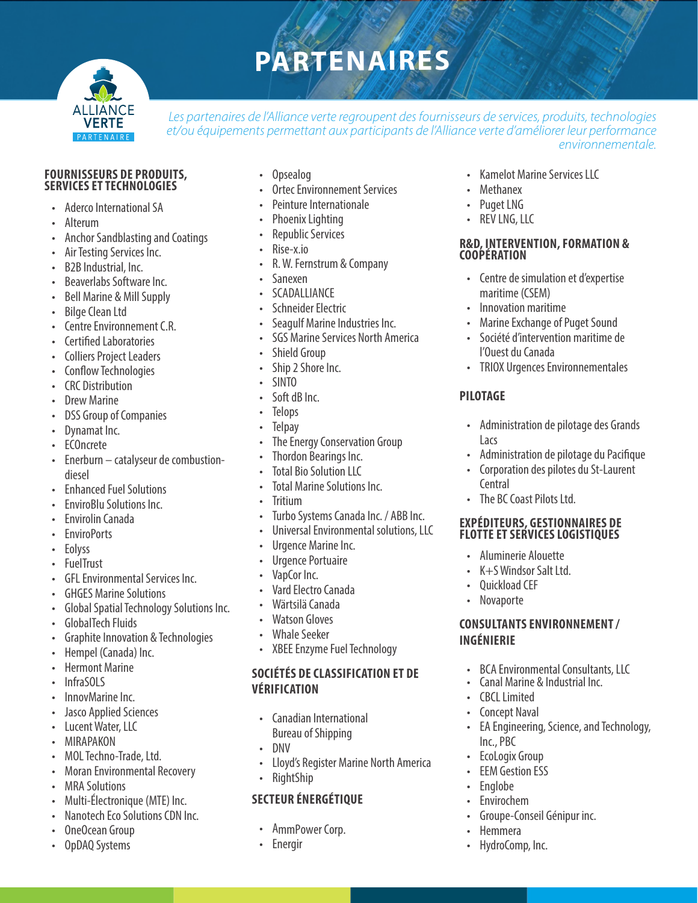# PARTENAIRES

ALLIANCE VERTE
PARTENAIRE

*Les partenaires de l'Alliance verte regroupent des fournisseurs de services, produits, technologies et/ou équipements permettant aux participants de l'Alliance verte d'améliorer leur performance environnementale.*

## FOURNISSEURS DE PRODUITS, SERVICES ET TECHNOLOGIES

- Aderco International SA
- Alterum
- Anchor Sandblasting and Coatings
- Air Testing Services Inc.
- B2B Industrial, Inc.
- Beaverlabs Software Inc.
- Bell Marine & Mill Supply
- Bilge Clean Ltd
- Centre Environnement C.R.
- Certified Laboratories
- Colliers Project Leaders
- Conflow Technologies
- CRC Distribution
- Drew Marine
- DSS Group of Companies
- Dynamat Inc.
- ECOncrete
- Enerburn – catalyseur de combustion-diesel
- Enhanced Fuel Solutions
- EnviroBlu Solutions Inc.
- Envirolin Canada
- EnviroPorts
- Eolyss
- FuelTrust
- GFL Environmental Services Inc.
- GHGES Marine Solutions
- Global Spatial Technology Solutions Inc.
- GlobalTech Fluids
- Graphite Innovation & Technologies
- Hempel (Canada) Inc.
- Hermont Marine
- InfraSOLS
- InnovMarine Inc.
- Jasco Applied Sciences
- Lucent Water, LLC
- MIRAPAKON
- MOL Techno-Trade, Ltd.
- Moran Environmental Recovery
- MRA Solutions
- Multi-Électronique (MTE) Inc.
- Nanotech Eco Solutions CDN Inc.
- OneOcean Group
- OpDAQ Systems
- Opsealog
- Ortec Environnement Services
- Peinture Internationale
- Phoenix Lighting
- Republic Services
- Rise-x.io
- R. W. Fernstrum & Company
- Sanexen
- SCADALLIANCE
- Schneider Electric
- Seagulf Marine Industries Inc.
- SGS Marine Services North America
- Shield Group
- Ship 2 Shore Inc.
- SINTO
- Soft dB Inc.
- Telops
- Telpay
- The Energy Conservation Group
- Thordon Bearings Inc.
- Total Bio Solution LLC
- Total Marine Solutions Inc.
- Tritium
- Turbo Systems Canada Inc. / ABB Inc.
- Universal Environmental solutions, LLC
- Urgence Marine Inc.
- Urgence Portuaire
- VapCor Inc.
- Vard Electro Canada
- Wärtsilä Canada
- Watson Gloves
- Whale Seeker
- XBEE Enzyme Fuel Technology

## SOCIÉTÉS DE CLASSIFICATION ET DE VÉRIFICATION

- Canadian International Bureau of Shipping
- DNV
- Lloyd's Register Marine North America
- RightShip

## SECTEUR ÉNERGÉTIQUE

- AmmPower Corp.
- Energir
- Kamelot Marine Services LLC
- Methanex
- Puget LNG
- REV LNG, LLC

## R&D, INTERVENTION, FORMATION & COOPÉRATION

- Centre de simulation et d'expertise maritime (CSEM)
- Innovation maritime
- Marine Exchange of Puget Sound
- Société d'intervention maritime de l'Ouest du Canada
- TRIOX Urgences Environnementales

## PILOTAGE

- Administration de pilotage des Grands Lacs
- Administration de pilotage du Pacifique
- Corporation des pilotes du St-Laurent Central
- The BC Coast Pilots Ltd.

## EXPÉDITEURS, GESTIONNAIRES DE FLOTTE ET SERVICES LOGISTIQUES

- Aluminerie Alouette
- K+S Windsor Salt Ltd.
- Quickload CEF
- Novaporte

## CONSULTANTS ENVIRONNEMENT / INGÉNIERIE

- BCA Environmental Consultants, LLC
- Canal Marine & Industrial Inc.
- CBCL Limited
- Concept Naval
- EA Engineering, Science, and Technology, Inc., PBC
- EcoLogix Group
- EEM Gestion ESS
- Englobe
- Envirochem
- Groupe-Conseil Génipur inc.
- Hemmera
- HydroComp, Inc.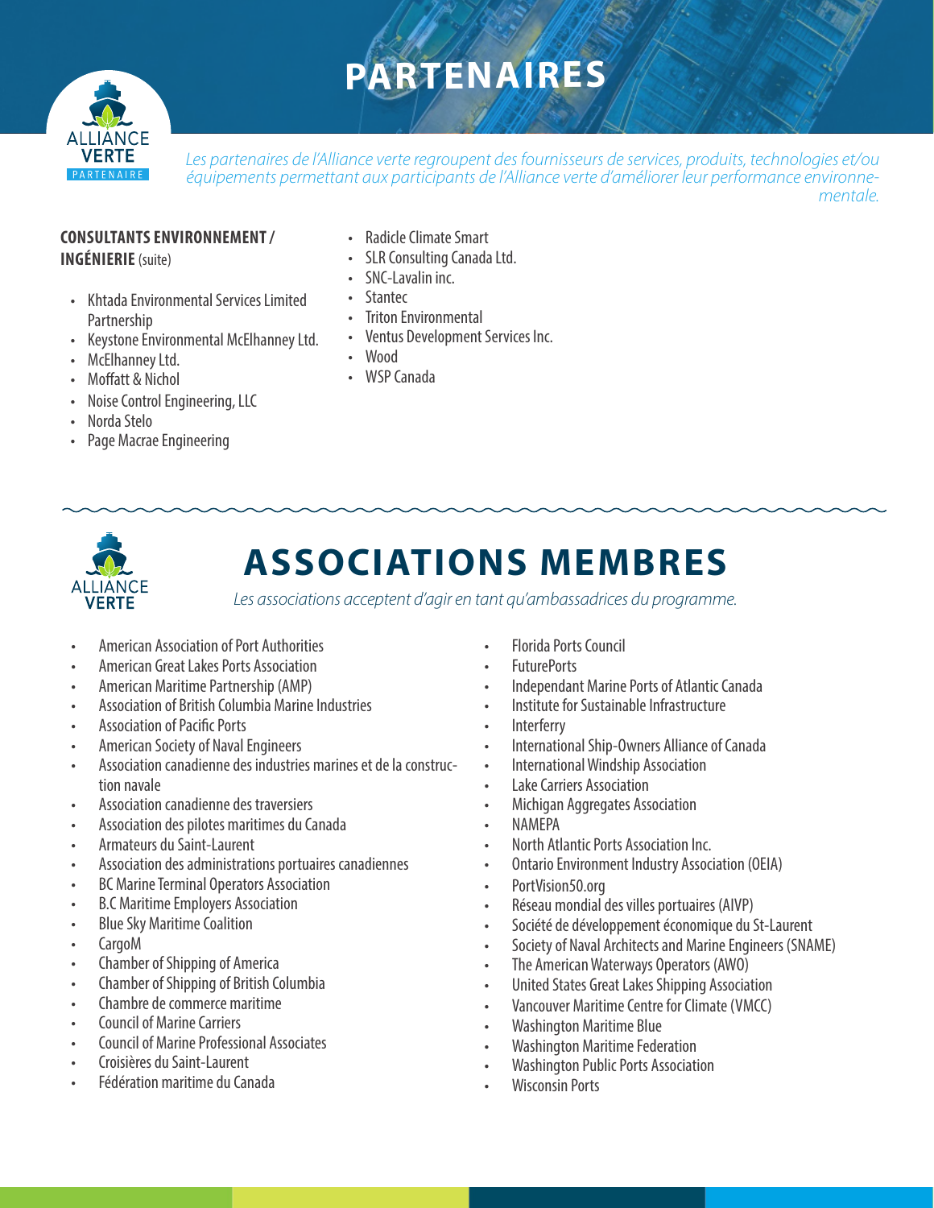# PARTENAIRES

*Les partenaires de l'Alliance verte regroupent des fournisseurs de services, produits, technologies et/ou équipements permettant aux participants de l'Alliance verte d'améliorer leur performance environnementale.*

**CONSULTANTS ENVIRONNEMENT / INGÉNIERIE** (suite)

- Khtada Environmental Services Limited Partnership
- Keystone Environmental McElhanney Ltd.
- McElhanney Ltd.
- Moffatt & Nichol
- Noise Control Engineering, LLC
- Norda Stelo
- Page Macrae Engineering
- Radicle Climate Smart
- SLR Consulting Canada Ltd.
- SNC-Lavalin inc.
- Stantec
- Triton Environmental
- Ventus Development Services Inc.
- Wood
- WSP Canada

# ASSOCIATIONS MEMBRES

*Les associations acceptent d'agir en tant qu'ambassadrices du programme.*

- American Association of Port Authorities
- American Great Lakes Ports Association
- American Maritime Partnership (AMP)
- Association of British Columbia Marine Industries
- Association of Pacific Ports
- American Society of Naval Engineers
- Association canadienne des industries marines et de la construction navale
- Association canadienne des traversiers
- Association des pilotes maritimes du Canada
- Armateurs du Saint-Laurent
- Association des administrations portuaires canadiennes
- BC Marine Terminal Operators Association
- B.C Maritime Employers Association
- Blue Sky Maritime Coalition
- CargoM
- Chamber of Shipping of America
- Chamber of Shipping of British Columbia
- Chambre de commerce maritime
- Council of Marine Carriers
- Council of Marine Professional Associates
- Croisières du Saint-Laurent
- Fédération maritime du Canada
- Florida Ports Council
- FuturePorts
- Independant Marine Ports of Atlantic Canada
- Institute for Sustainable Infrastructure
- Interferry
- International Ship-Owners Alliance of Canada
- International Windship Association
- Lake Carriers Association
- Michigan Aggregates Association
- NAMEPA
- North Atlantic Ports Association Inc.
- Ontario Environment Industry Association (OEIA)
- PortVision50.org
- Réseau mondial des villes portuaires (AIVP)
- Société de développement économique du St-Laurent
- Society of Naval Architects and Marine Engineers (SNAME)
- The American Waterways Operators (AWO)
- United States Great Lakes Shipping Association
- Vancouver Maritime Centre for Climate (VMCC)
- Washington Maritime Blue
- Washington Maritime Federation
- Washington Public Ports Association
- Wisconsin Ports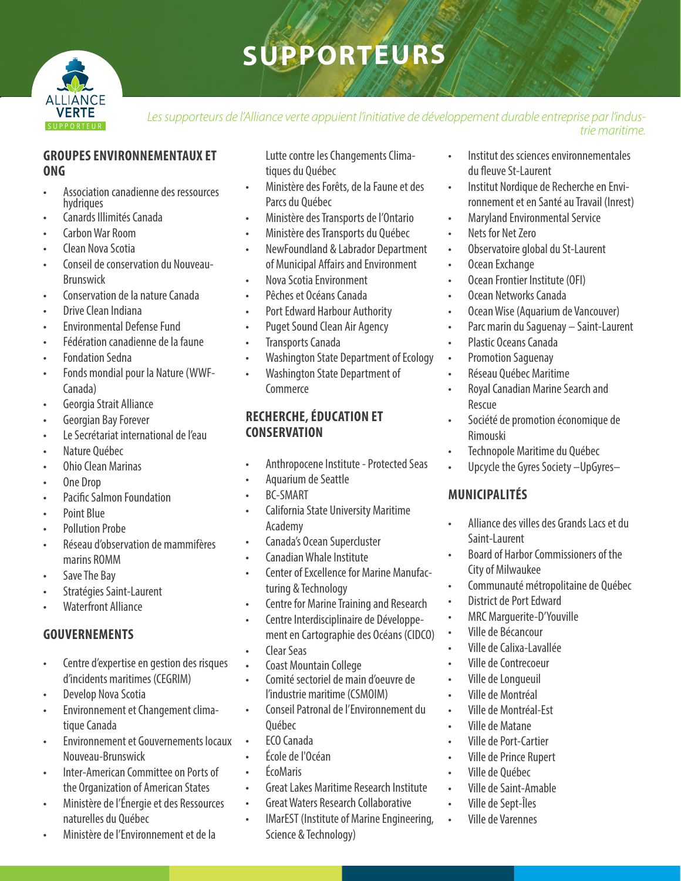# SUPPORTEURS

*Les supporteurs de l'Alliance verte appuient l'initiative de développement durable entreprise par l'industrie maritime.*

## GROUPES ENVIRONNEMENTAUX ET ONG

- Association canadienne des ressources hydriques
- Canards Illimités Canada
- Carbon War Room
- Clean Nova Scotia
- Conseil de conservation du Nouveau-Brunswick
- Conservation de la nature Canada
- Drive Clean Indiana
- Environmental Defense Fund
- Fédération canadienne de la faune
- Fondation Sedna
- Fonds mondial pour la Nature (WWF-Canada)
- Georgia Strait Alliance
- Georgian Bay Forever
- Le Secrétariat international de l'eau
- Nature Québec
- Ohio Clean Marinas
- One Drop
- Pacific Salmon Foundation
- Point Blue
- Pollution Probe
- Réseau d'observation de mammifères marins ROMM
- Save The Bay
- Stratégies Saint-Laurent
- Waterfront Alliance

## GOUVERNEMENTS

- Centre d'expertise en gestion des risques d'incidents maritimes (CEGRIM)
- Develop Nova Scotia
- Environnement et Changement climatique Canada
- Environnement et Gouvernements locaux Nouveau-Brunswick
- Inter-American Committee on Ports of the Organization of American States
- Ministère de l'Énergie et des Ressources naturelles du Québec
- Ministère de l'Environnement et de la Lutte contre les Changements Climatiques du Québec
- Ministère des Forêts, de la Faune et des Parcs du Québec
- Ministère des Transports de l'Ontario
- Ministère des Transports du Québec
- NewFoundland & Labrador Department of Municipal Affairs and Environment
- Nova Scotia Environment
- Pêches et Océans Canada
- Port Edward Harbour Authority
- Puget Sound Clean Air Agency
- Transports Canada
- Washington State Department of Ecology
- Washington State Department of Commerce

## RECHERCHE, ÉDUCATION ET CONSERVATION

- Anthropocene Institute - Protected Seas
- Aquarium de Seattle
- BC-SMART
- California State University Maritime Academy
- Canada's Ocean Supercluster
- Canadian Whale Institute
- Center of Excellence for Marine Manufacturing & Technology
- Centre for Marine Training and Research
- Centre Interdisciplinaire de Développement en Cartographie des Océans (CIDCO)
- Clear Seas
- Coast Mountain College
- Comité sectoriel de main d'oeuvre de l'industrie maritime (CSMOIM)
- Conseil Patronal de l'Environnement du Québec
- ECO Canada
- École de l'Océan
- ÉcoMaris
- Great Lakes Maritime Research Institute
- Great Waters Research Collaborative
- IMarEST (Institute of Marine Engineering, Science & Technology)
- Institut des sciences environnementales du fleuve St-Laurent
- Institut Nordique de Recherche en Environnement et en Santé au Travail (Inrest)
- Maryland Environmental Service
- Nets for Net Zero
- Observatoire global du St-Laurent
- Ocean Exchange
- Ocean Frontier Institute (OFI)
- Ocean Networks Canada
- Ocean Wise (Aquarium de Vancouver)
- Parc marin du Saguenay – Saint-Laurent
- Plastic Oceans Canada
- Promotion Saguenay
- Réseau Québec Maritime
- Royal Canadian Marine Search and Rescue
- Société de promotion économique de Rimouski
- Technopole Maritime du Québec
- Upcycle the Gyres Society –UpGyres–

## MUNICIPALITÉS

- Alliance des villes des Grands Lacs et du Saint-Laurent
- Board of Harbor Commissioners of the City of Milwaukee
- Communauté métropolitaine de Québec
- District de Port Edward
- MRC Marguerite-D'Youville
- Ville de Bécancour
- Ville de Calixa-Lavallée
- Ville de Contrecoeur
- Ville de Longueuil
- Ville de Montréal
- Ville de Montréal-Est
- Ville de Matane
- Ville de Port-Cartier
- Ville de Prince Rupert
- Ville de Québec
- Ville de Saint-Amable
- Ville de Sept-Îles
- Ville de Varennes